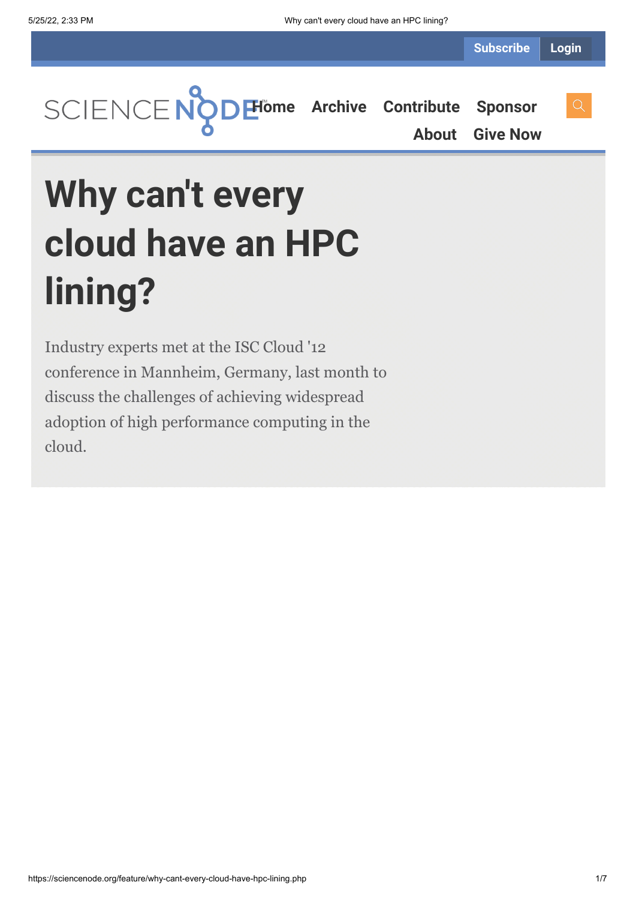# Why can't every cloud have an HPC lining?

Industry experts met at the ISC Cloud '12 conference in Mannheim, Germany, last month to discuss the challenges of achieving widespread adoption of high performance computing in the cloud.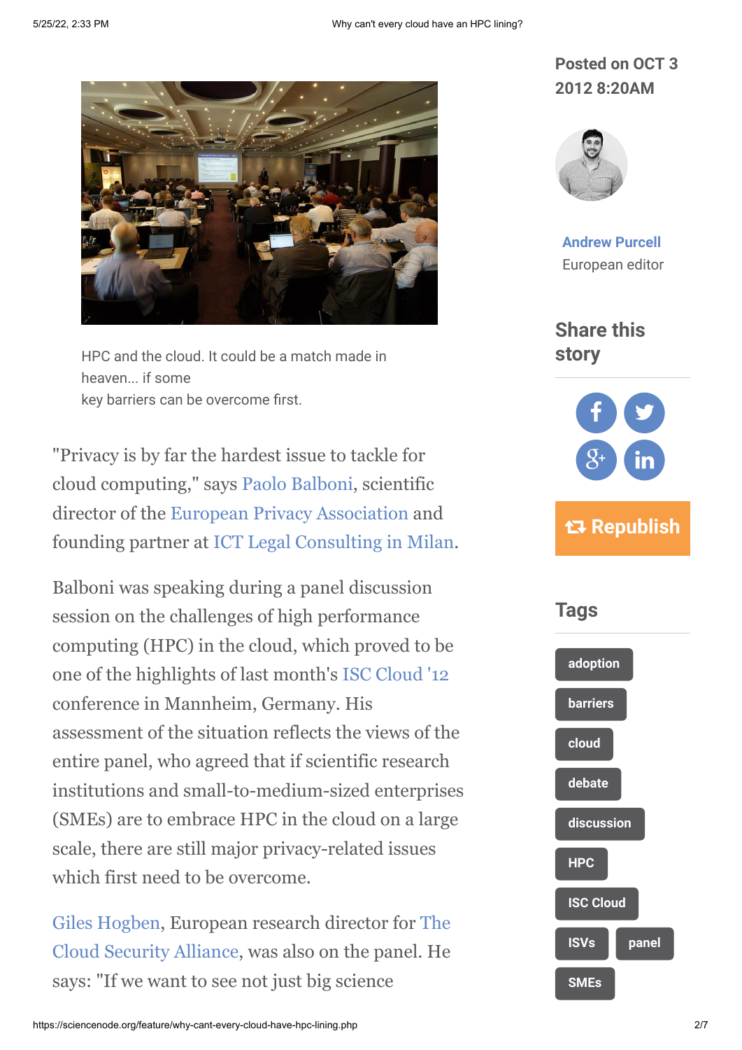HPC and the cloud. It could be a match made in heaven... if some key barriers can be overcome first.

"Privacy is by far the hardest issue to tackle for cloud computing," says Paolo Balboni, scientific director of the European Privacy Association and founding partner at ICT Legal Consulting in Milan.

Balboni was speaking during a panel discussion session on the challenges of high performance computing (HPC) in the cloud, which proved to be one of the highlights of last month's ISC Cloud '12 conference in Mannheim, Germany. His assessment of the situation reflects the views of the entire panel, who agreed that if scientific research institutions and small-to-medium-sized enterprises (SMEs) are to embrace HPC in the cloud on a large scale, there are still major privacy-related issues which first need to be overcome.

Giles Hogben, European research director for The Cloud Security Alliance, was also on the panel. He says: "If we want to see not just big science

Posted on OCT 3 2012 8:20AM

Andrew Purcell
European editor

## Share this story

Republish

## Tags

adoption
barriers
cloud
debate
discussion
HPC
ISC Cloud
ISVs
panel
SMEs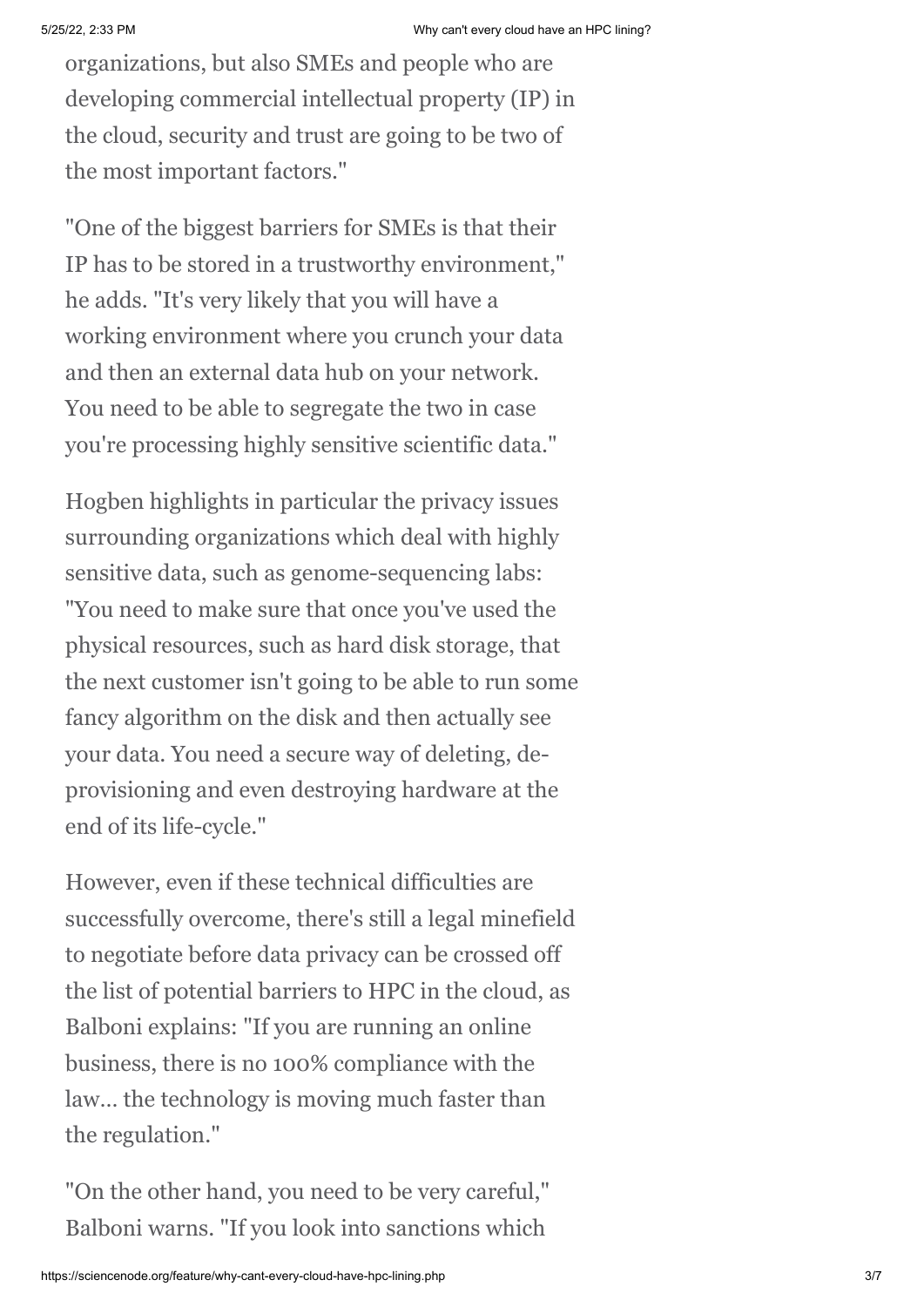organizations, but also SMEs and people who are developing commercial intellectual property (IP) in the cloud, security and trust are going to be two of the most important factors."

"One of the biggest barriers for SMEs is that their IP has to be stored in a trustworthy environment," he adds. "It's very likely that you will have a working environment where you crunch your data and then an external data hub on your network. You need to be able to segregate the two in case you're processing highly sensitive scientific data."

Hogben highlights in particular the privacy issues surrounding organizations which deal with highly sensitive data, such as genome-sequencing labs: "You need to make sure that once you've used the physical resources, such as hard disk storage, that the next customer isn't going to be able to run some fancy algorithm on the disk and then actually see your data. You need a secure way of deleting, de-provisioning and even destroying hardware at the end of its life-cycle."

However, even if these technical difficulties are successfully overcome, there's still a legal minefield to negotiate before data privacy can be crossed off the list of potential barriers to HPC in the cloud, as Balboni explains: "If you are running an online business, there is no 100% compliance with the law... the technology is moving much faster than the regulation."

"On the other hand, you need to be very careful," Balboni warns. "If you look into sanctions which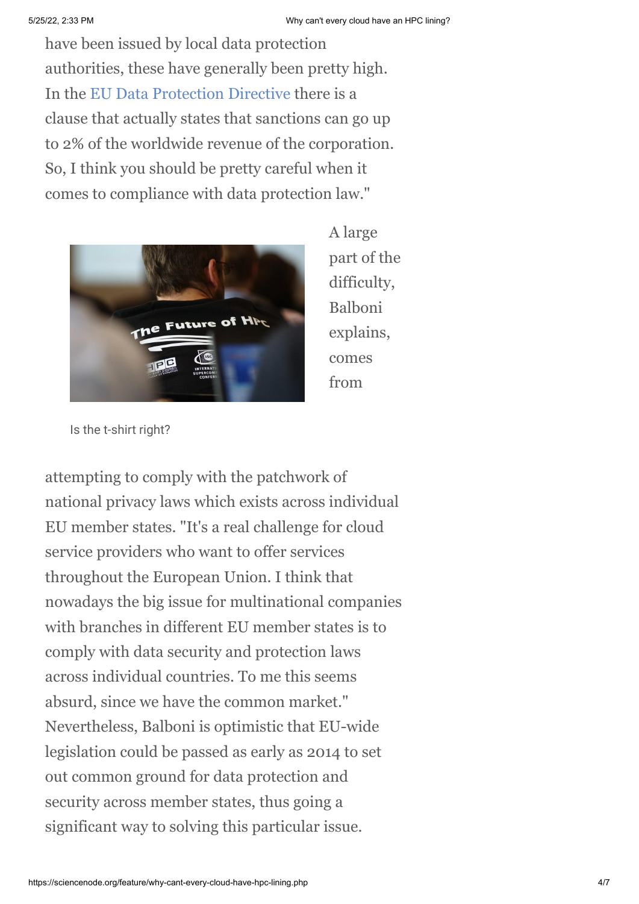have been issued by local data protection authorities, these have generally been pretty high. In the EU Data Protection Directive there is a clause that actually states that sanctions can go up to 2% of the worldwide revenue of the corporation. So, I think you should be pretty careful when it comes to compliance with data protection law."

Is the t-shirt right?

A large part of the difficulty, Balboni explains, comes from attempting to comply with the patchwork of national privacy laws which exists across individual EU member states. "It's a real challenge for cloud service providers who want to offer services throughout the European Union. I think that nowadays the big issue for multinational companies with branches in different EU member states is to comply with data security and protection laws across individual countries. To me this seems absurd, since we have the common market." Nevertheless, Balboni is optimistic that EU-wide legislation could be passed as early as 2014 to set out common ground for data protection and security across member states, thus going a significant way to solving this particular issue.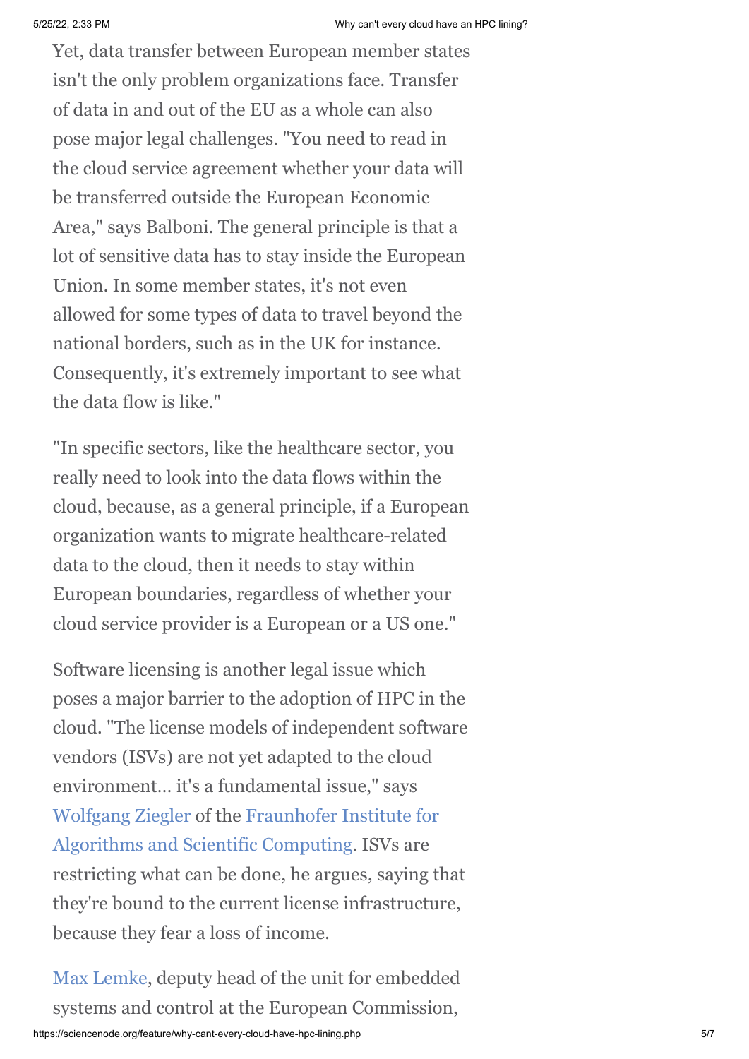Yet, data transfer between European member states isn't the only problem organizations face. Transfer of data in and out of the EU as a whole can also pose major legal challenges. "You need to read in the cloud service agreement whether your data will be transferred outside the European Economic Area," says Balboni. The general principle is that a lot of sensitive data has to stay inside the European Union. In some member states, it's not even allowed for some types of data to travel beyond the national borders, such as in the UK for instance. Consequently, it's extremely important to see what the data flow is like."

"In specific sectors, like the healthcare sector, you really need to look into the data flows within the cloud, because, as a general principle, if a European organization wants to migrate healthcare-related data to the cloud, then it needs to stay within European boundaries, regardless of whether your cloud service provider is a European or a US one."

Software licensing is another legal issue which poses a major barrier to the adoption of HPC in the cloud. "The license models of independent software vendors (ISVs) are not yet adapted to the cloud environment… it's a fundamental issue," says Wolfgang Ziegler of the Fraunhofer Institute for Algorithms and Scientific Computing. ISVs are restricting what can be done, he argues, saying that they're bound to the current license infrastructure, because they fear a loss of income.

Max Lemke, deputy head of the unit for embedded systems and control at the European Commission,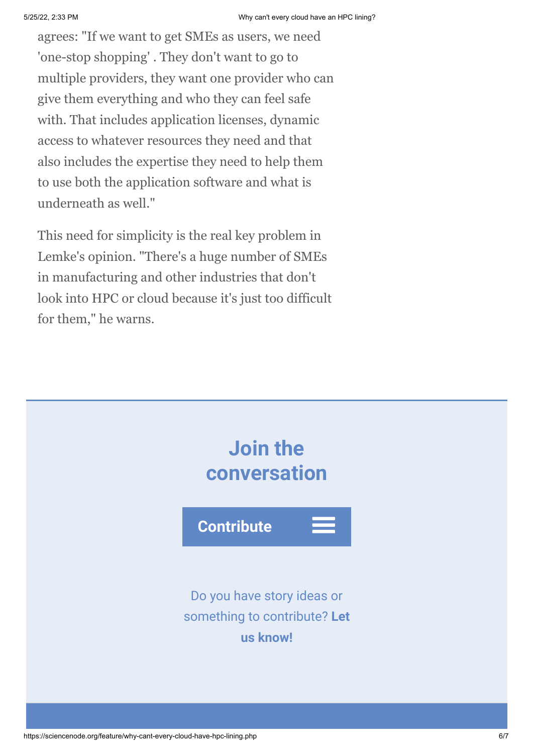agrees: "If we want to get SMEs as users, we need 'one-stop shopping' . They don't want to go to multiple providers, they want one provider who can give them everything and who they can feel safe with. That includes application licenses, dynamic access to whatever resources they need and that also includes the expertise they need to help them to use both the application software and what is underneath as well."

This need for simplicity is the real key problem in Lemke's opinion. "There's a huge number of SMEs in manufacturing and other industries that don't look into HPC or cloud because it's just too difficult for them," he warns.

## Join the conversation

**Contribute**

Do you have story ideas or something to contribute? **Let us know!**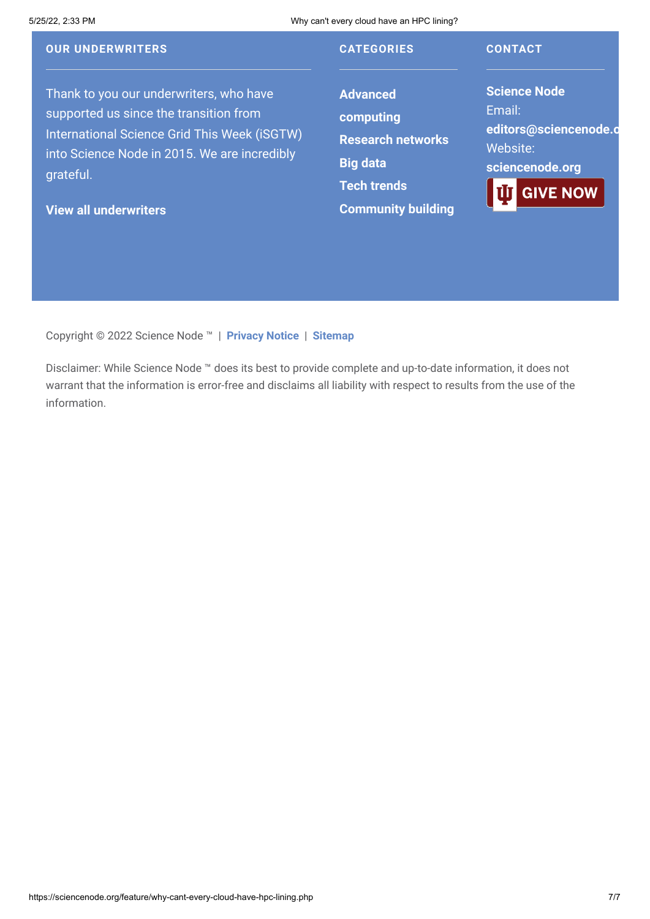## OUR UNDERWRITERS

Thank to you our underwriters, who have supported us since the transition from International Science Grid This Week (iSGTW) into Science Node in 2015. We are incredibly grateful.

**View all underwriters**

## CATEGORIES

**Advanced computing**

**Research networks**

**Big data**

**Tech trends**

**Community building**

## CONTACT

**Science Node**

Email:

**editors@sciencenode.o**

Website:

**sciencenode.org**

**GIVE NOW**

Copyright © 2022 Science Node ™ | **Privacy Notice** | **Sitemap**

Disclaimer: While Science Node ™ does its best to provide complete and up-to-date information, it does not warrant that the information is error-free and disclaims all liability with respect to results from the use of the information.